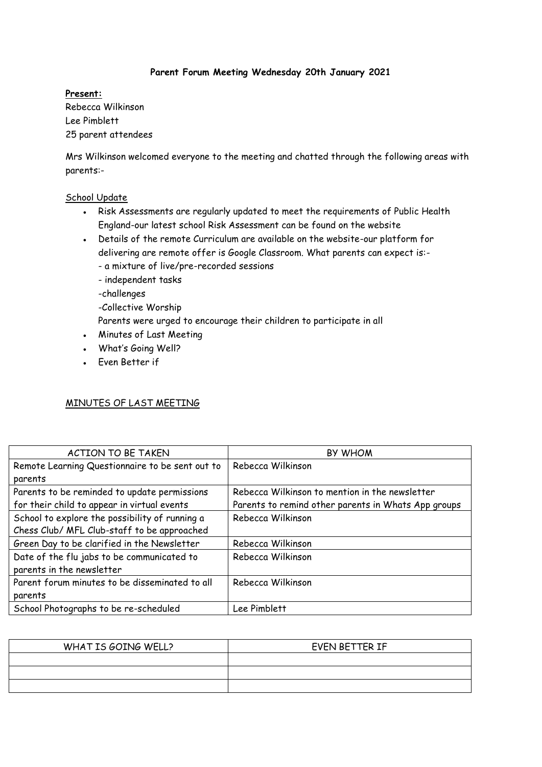**Parent Forum Meeting Wednesday 20th January 2021**

**Present:**

Rebecca Wilkinson
Lee Pimblett
25 parent attendees

Mrs Wilkinson welcomed everyone to the meeting and chatted through the following areas with parents:-

School Update

- Risk Assessments are regularly updated to meet the requirements of Public Health England-our latest school Risk Assessment can be found on the website
- Details of the remote Curriculum are available on the website-our platform for delivering are remote offer is Google Classroom. What parents can expect is:-
  - a mixture of live/pre-recorded sessions
  - independent tasks
  - challenges
  - Collective Worship

  Parents were urged to encourage their children to participate in all
- Minutes of Last Meeting
- What's Going Well?
- Even Better if

MINUTES OF LAST MEETING

| ACTION TO BE TAKEN | BY WHOM |
|---|---|
| Remote Learning Questionnaire to be sent out to parents | Rebecca Wilkinson |
| Parents to be reminded to update permissions for their child to appear in virtual events | Rebecca Wilkinson to mention in the newsletter<br>Parents to remind other parents in Whats App groups |
| School to explore the possibility of running a Chess Club/ MFL Club-staff to be approached | Rebecca Wilkinson |
| Green Day to be clarified in the Newsletter | Rebecca Wilkinson |
| Date of the flu jabs to be communicated to parents in the newsletter | Rebecca Wilkinson |
| Parent forum minutes to be disseminated to all parents | Rebecca Wilkinson |
| School Photographs to be re-scheduled | Lee Pimblett |

| WHAT IS GOING WELL? | EVEN BETTER IF |
|---|---|
| | |
| | |
| | |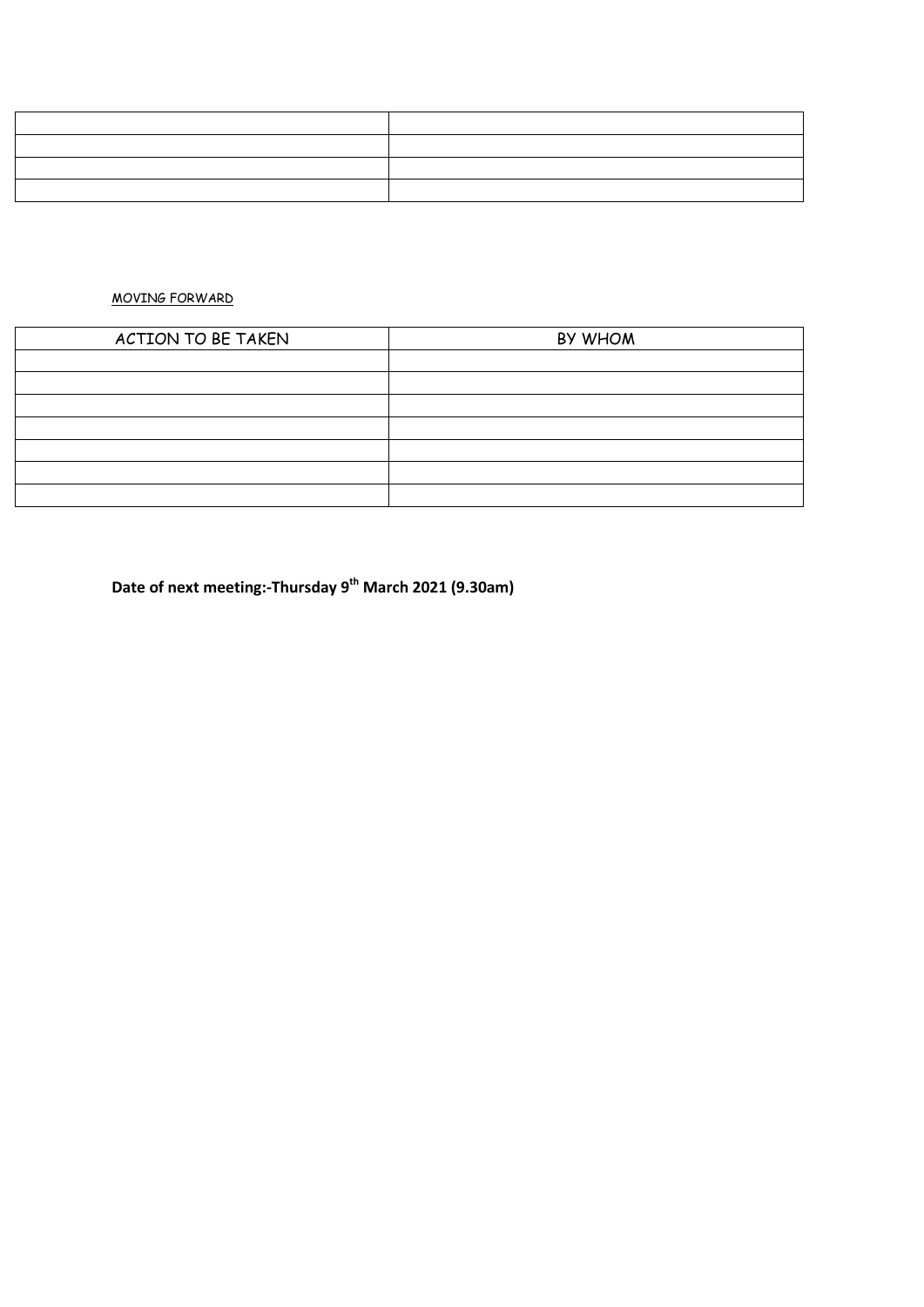| | |
|---|---|
| | |
| | |
| | |
| | |

MOVING FORWARD

| ACTION TO BE TAKEN | BY WHOM |
|---|---|
| | |
| | |
| | |
| | |
| | |
| | |
| | |

**Date of next meeting:-Thursday 9th March 2021 (9.30am)**